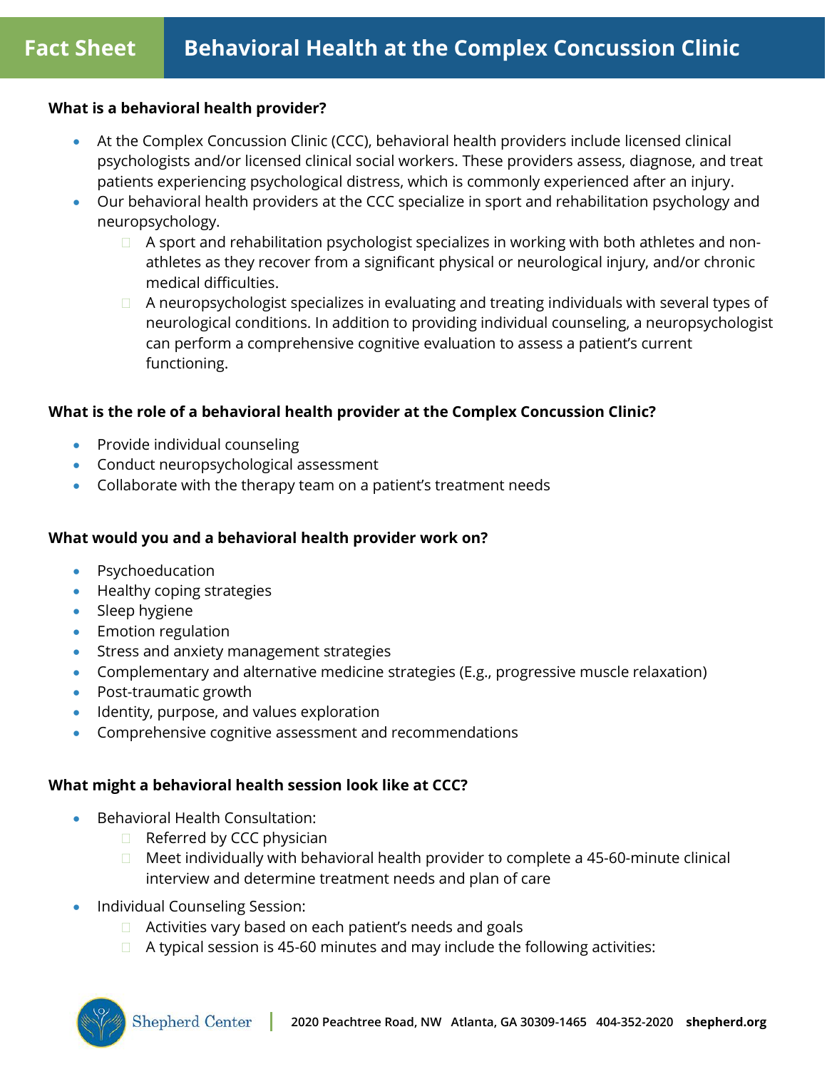# Fact Sheet — Behavioral Health at the Complex Concussion Clinic

**What is a behavioral health provider?**

- At the Complex Concussion Clinic (CCC), behavioral health providers include licensed clinical psychologists and/or licensed clinical social workers. These providers assess, diagnose, and treat patients experiencing psychological distress, which is commonly experienced after an injury.
- Our behavioral health providers at the CCC specialize in sport and rehabilitation psychology and neuropsychology.
  - A sport and rehabilitation psychologist specializes in working with both athletes and non-athletes as they recover from a significant physical or neurological injury, and/or chronic medical difficulties.
  - A neuropsychologist specializes in evaluating and treating individuals with several types of neurological conditions. In addition to providing individual counseling, a neuropsychologist can perform a comprehensive cognitive evaluation to assess a patient's current functioning.

**What is the role of a behavioral health provider at the Complex Concussion Clinic?**

- Provide individual counseling
- Conduct neuropsychological assessment
- Collaborate with the therapy team on a patient's treatment needs

**What would you and a behavioral health provider work on?**

- Psychoeducation
- Healthy coping strategies
- Sleep hygiene
- Emotion regulation
- Stress and anxiety management strategies
- Complementary and alternative medicine strategies (E.g., progressive muscle relaxation)
- Post-traumatic growth
- Identity, purpose, and values exploration
- Comprehensive cognitive assessment and recommendations

**What might a behavioral health session look like at CCC?**

- Behavioral Health Consultation:
  - Referred by CCC physician
  - Meet individually with behavioral health provider to complete a 45-60-minute clinical interview and determine treatment needs and plan of care
- Individual Counseling Session:
  - Activities vary based on each patient's needs and goals
  - A typical session is 45-60 minutes and may include the following activities:

Shepherd Center | 2020 Peachtree Road, NW Atlanta, GA 30309-1465 404-352-2020 shepherd.org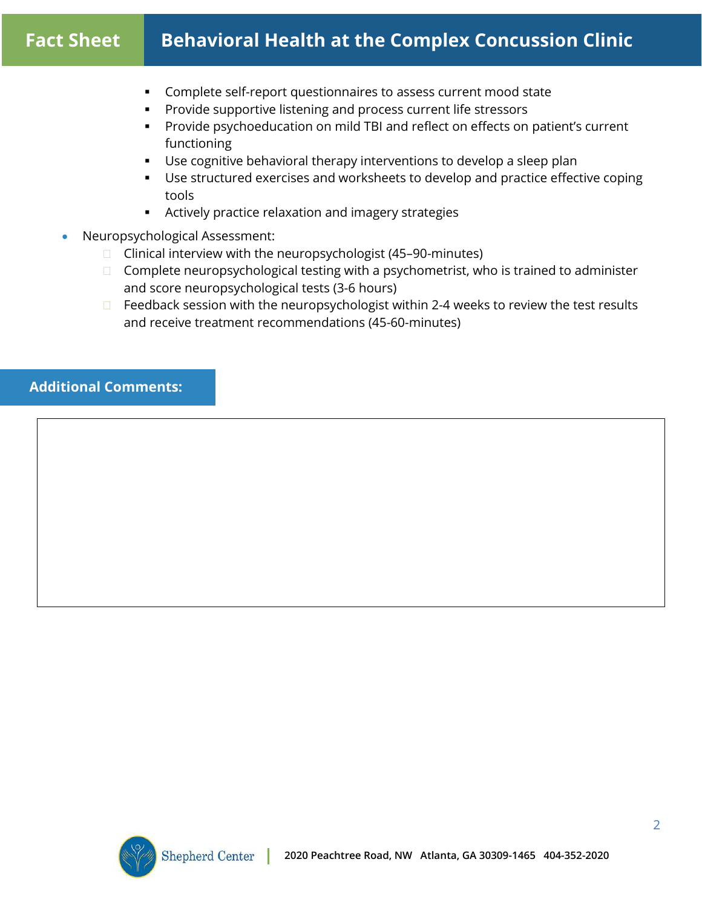- Complete self-report questionnaires to assess current mood state
  - Provide supportive listening and process current life stressors
  - Provide psychoeducation on mild TBI and reflect on effects on patient's current functioning
  - Use cognitive behavioral therapy interventions to develop a sleep plan
  - Use structured exercises and worksheets to develop and practice effective coping tools
  - Actively practice relaxation and imagery strategies
- Neuropsychological Assessment:
  - Clinical interview with the neuropsychologist (45–90-minutes)
  - Complete neuropsychological testing with a psychometrist, who is trained to administer and score neuropsychological tests (3-6 hours)
  - Feedback session with the neuropsychologist within 2-4 weeks to review the test results and receive treatment recommendations (45-60-minutes)

## Additional Comments:

Shepherd Center | 2020 Peachtree Road, NW Atlanta, GA 30309-1465 404-352-2020